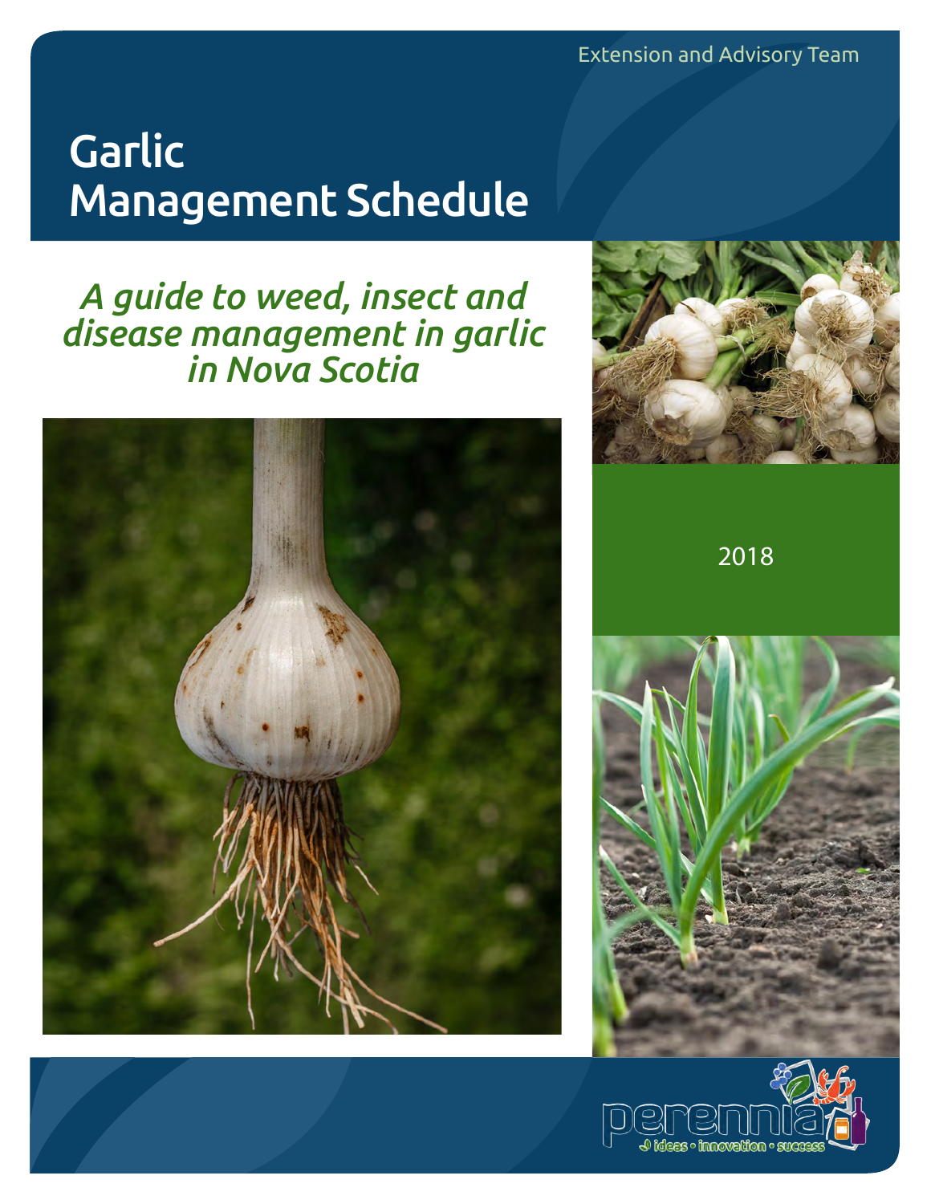Extension and Advisory Team

# Garlic Management Schedule

*A guide to weed, insect and disease management in garlic in Nova Scotia*

2018

perennia
ideas • innovation • success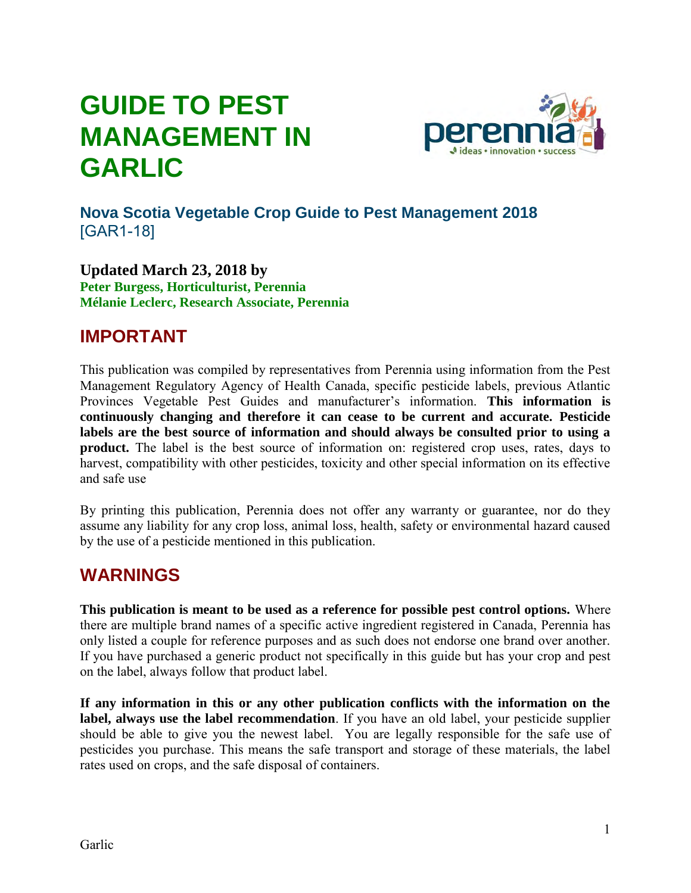# GUIDE TO PEST MANAGEMENT IN GARLIC

### Nova Scotia Vegetable Crop Guide to Pest Management 2018
[GAR1-18]

**Updated March 23, 2018 by**
**Peter Burgess, Horticulturist, Perennia**
**Mélanie Leclerc, Research Associate, Perennia**

## IMPORTANT

This publication was compiled by representatives from Perennia using information from the Pest Management Regulatory Agency of Health Canada, specific pesticide labels, previous Atlantic Provinces Vegetable Pest Guides and manufacturer's information. **This information is continuously changing and therefore it can cease to be current and accurate. Pesticide labels are the best source of information and should always be consulted prior to using a product.** The label is the best source of information on: registered crop uses, rates, days to harvest, compatibility with other pesticides, toxicity and other special information on its effective and safe use

By printing this publication, Perennia does not offer any warranty or guarantee, nor do they assume any liability for any crop loss, animal loss, health, safety or environmental hazard caused by the use of a pesticide mentioned in this publication.

## WARNINGS

**This publication is meant to be used as a reference for possible pest control options.** Where there are multiple brand names of a specific active ingredient registered in Canada, Perennia has only listed a couple for reference purposes and as such does not endorse one brand over another. If you have purchased a generic product not specifically in this guide but has your crop and pest on the label, always follow that product label.

**If any information in this or any other publication conflicts with the information on the label, always use the label recommendation**. If you have an old label, your pesticide supplier should be able to give you the newest label. You are legally responsible for the safe use of pesticides you purchase. This means the safe transport and storage of these materials, the label rates used on crops, and the safe disposal of containers.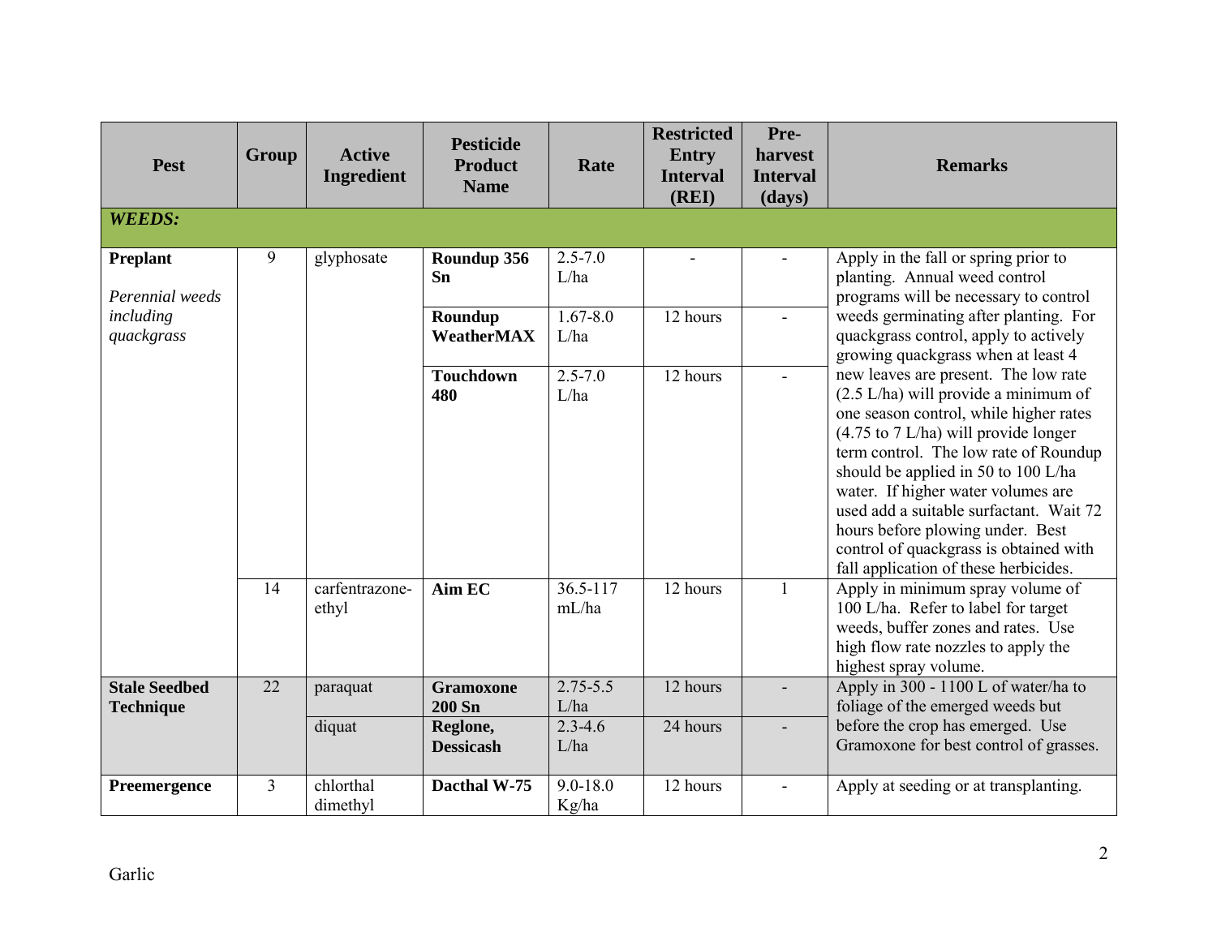| Pest | Group | Active Ingredient | Pesticide Product Name | Rate | Restricted Entry Interval (REI) | Pre-harvest Interval (days) | Remarks |
|---|---|---|---|---|---|---|---|
| ***WEEDS:*** | | | | | | | |
| **Preplant**<br><br>*Perennial weeds including quackgrass* | 9 | glyphosate | **Roundup 356 Sn** | 2.5-7.0 L/ha | - | - | Apply in the fall or spring prior to planting. Annual weed control programs will be necessary to control weeds germinating after planting. For quackgrass control, apply to actively growing quackgrass when at least 4 new leaves are present. The low rate (2.5 L/ha) will provide a minimum of one season control, while higher rates (4.75 to 7 L/ha) will provide longer term control. The low rate of Roundup should be applied in 50 to 100 L/ha water. If higher water volumes are used add a suitable surfactant. Wait 72 hours before plowing under. Best control of quackgrass is obtained with fall application of these herbicides. |
| | | | **Roundup WeatherMAX** | 1.67-8.0 L/ha | 12 hours | - | |
| | | | **Touchdown 480** | 2.5-7.0 L/ha | 12 hours | - | |
| | 14 | carfentrazone-ethyl | **Aim EC** | 36.5-117 mL/ha | 12 hours | 1 | Apply in minimum spray volume of 100 L/ha. Refer to label for target weeds, buffer zones and rates. Use high flow rate nozzles to apply the highest spray volume. |
| **Stale Seedbed Technique** | 22 | paraquat | **Gramoxone 200 Sn** | 2.75-5.5 L/ha | 12 hours | - | Apply in 300 - 1100 L of water/ha to foliage of the emerged weeds but before the crop has emerged. Use Gramoxone for best control of grasses. |
| | | diquat | **Reglone, Dessicash** | 2.3-4.6 L/ha | 24 hours | - | |
| **Preemergence** | 3 | chlorthal dimethyl | **Dacthal W-75** | 9.0-18.0 Kg/ha | 12 hours | - | Apply at seeding or at transplanting. |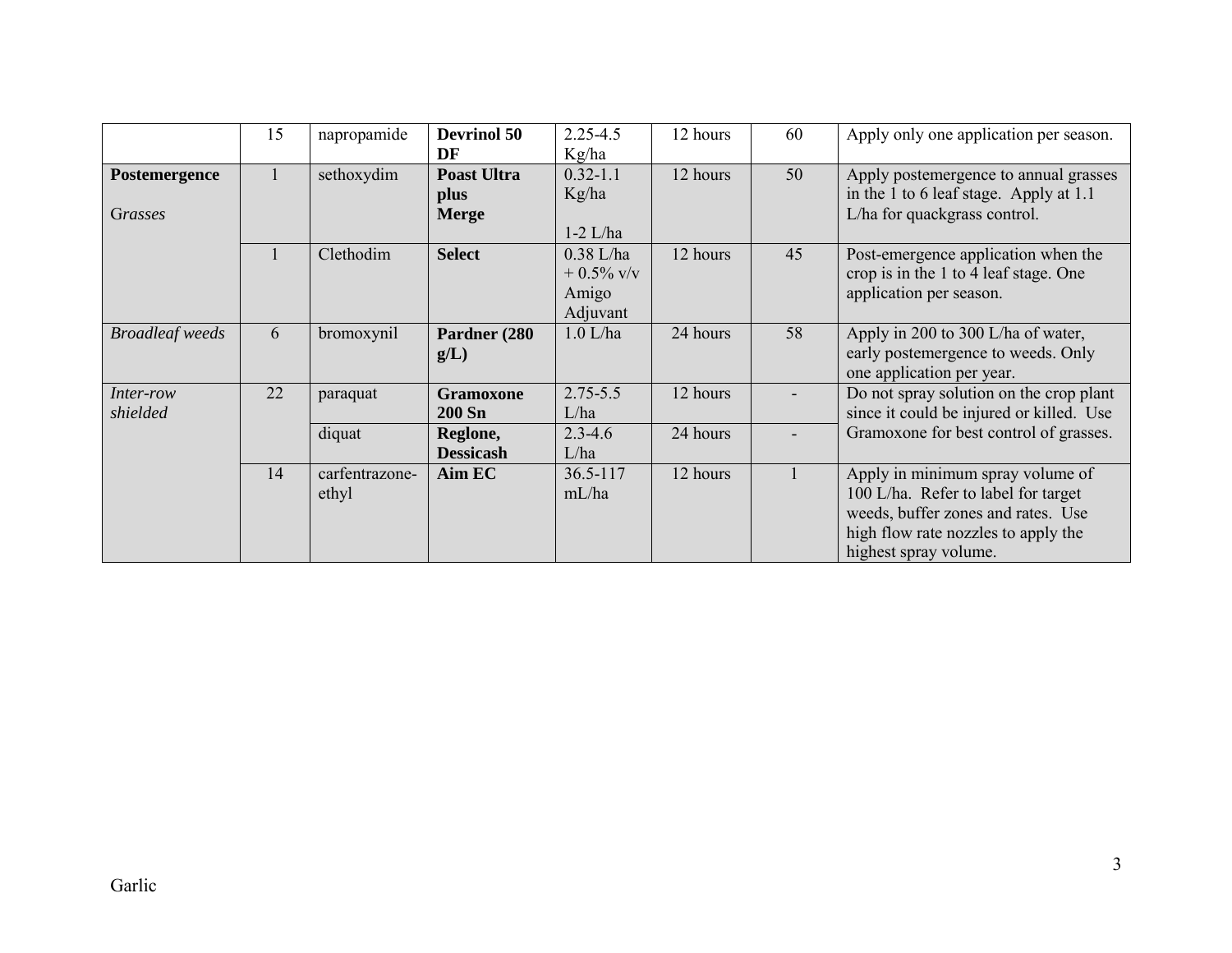| | 15 | napropamide | **Devrinol 50 DF** | 2.25-4.5 Kg/ha | 12 hours | 60 | Apply only one application per season. |
|---|---|---|---|---|---|---|---|
| **Postemergence** *Grasses* | 1 | sethoxydim | **Poast Ultra plus Merge** | 0.32-1.1 Kg/ha 1-2 L/ha | 12 hours | 50 | Apply postemergence to annual grasses in the 1 to 6 leaf stage. Apply at 1.1 L/ha for quackgrass control. |
| | 1 | Clethodim | **Select** | 0.38 L/ha + 0.5% v/v Amigo Adjuvant | 12 hours | 45 | Post-emergence application when the crop is in the 1 to 4 leaf stage. One application per season. |
| *Broadleaf weeds* | 6 | bromoxynil | **Pardner (280 g/L)** | 1.0 L/ha | 24 hours | 58 | Apply in 200 to 300 L/ha of water, early postemergence to weeds. Only one application per year. |
| *Inter-row shielded* | 22 | paraquat | **Gramoxone 200 Sn** | 2.75-5.5 L/ha | 12 hours | - | Do not spray solution on the crop plant since it could be injured or killed. Use Gramoxone for best control of grasses. |
| | | diquat | **Reglone, Dessicash** | 2.3-4.6 L/ha | 24 hours | - | |
| | 14 | carfentrazone-ethyl | **Aim EC** | 36.5-117 mL/ha | 12 hours | 1 | Apply in minimum spray volume of 100 L/ha. Refer to label for target weeds, buffer zones and rates. Use high flow rate nozzles to apply the highest spray volume. |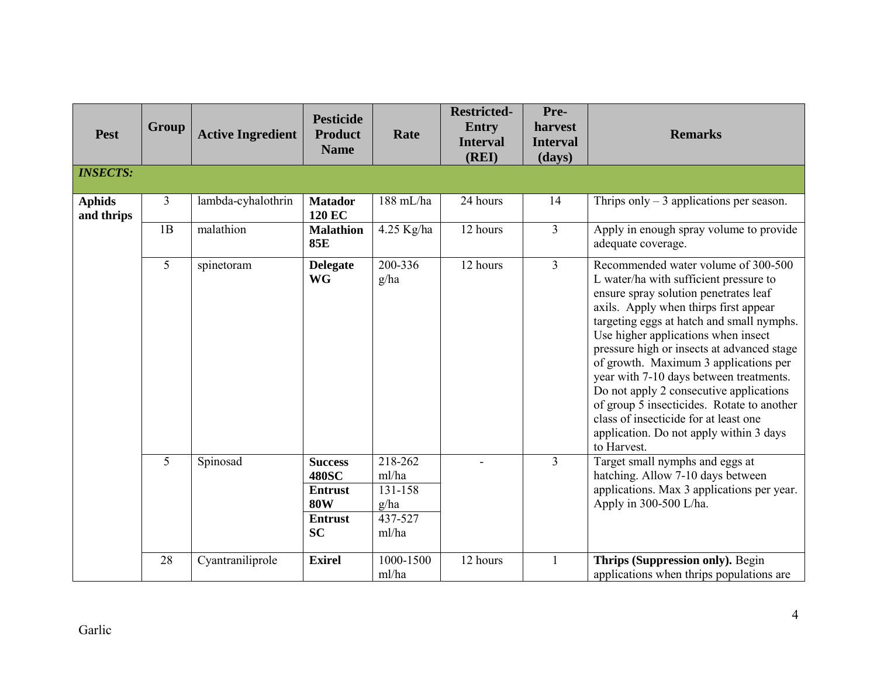| Pest | Group | Active Ingredient | Pesticide Product Name | Rate | Restricted-Entry Interval (REI) | Pre-harvest Interval (days) | Remarks |
|---|---|---|---|---|---|---|---|
| ***INSECTS:*** | | | | | | | |
| **Aphids and thrips** | 3 | lambda-cyhalothrin | **Matador 120 EC** | 188 mL/ha | 24 hours | 14 | Thrips only – 3 applications per season. |
| | 1B | malathion | **Malathion 85E** | 4.25 Kg/ha | 12 hours | 3 | Apply in enough spray volume to provide adequate coverage. |
| | 5 | spinetoram | **Delegate WG** | 200-336 g/ha | 12 hours | 3 | Recommended water volume of 300-500 L water/ha with sufficient pressure to ensure spray solution penetrates leaf axils. Apply when thirps first appear targeting eggs at hatch and small nymphs. Use higher applications when insect pressure high or insects at advanced stage of growth. Maximum 3 applications per year with 7-10 days between treatments. Do not apply 2 consecutive applications of group 5 insecticides. Rotate to another class of insecticide for at least one application. Do not apply within 3 days to Harvest. |
| | 5 | Spinosad | **Success 480SC** | 218-262 ml/ha | - | 3 | Target small nymphs and eggs at hatching. Allow 7-10 days between applications. Max 3 applications per year. Apply in 300-500 L/ha. |
| | | | **Entrust 80W** | 131-158 g/ha | | | |
| | | | **Entrust SC** | 437-527 ml/ha | | | |
| | 28 | Cyantraniliprole | **Exirel** | 1000-1500 ml/ha | 12 hours | 1 | **Thrips (Suppression only).** Begin applications when thrips populations are |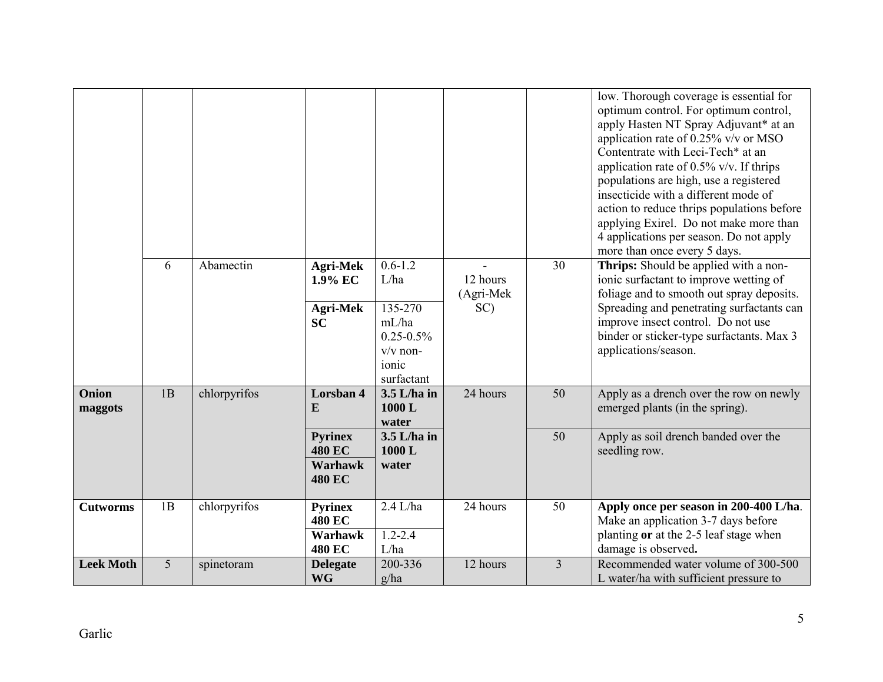| | | | | | | | |
|---|---|---|---|---|---|---|---|
| | | | | | | | low. Thorough coverage is essential for optimum control. For optimum control, apply Hasten NT Spray Adjuvant* at an application rate of 0.25% v/v or MSO Contentrate with Leci-Tech* at an application rate of 0.5% v/v. If thrips populations are high, use a registered insecticide with a different mode of action to reduce thrips populations before applying Exirel. Do not make more than 4 applications per season. Do not apply more than once every 5 days. |
| | 6 | Abamectin | **Agri-Mek 1.9% EC** | 0.6-1.2 L/ha | - 12 hours (Agri-Mek SC) | 30 | **Thrips:** Should be applied with a non-ionic surfactant to improve wetting of foliage and to smooth out spray deposits. Spreading and penetrating surfactants can improve insect control. Do not use binder or sticker-type surfactants. Max 3 applications/season. |
| | | | **Agri-Mek SC** | 135-270 mL/ha 0.25-0.5% v/v non-ionic surfactant | | | |
| **Onion maggots** | 1B | chlorpyrifos | **Lorsban 4 E** | **3.5 L/ha in 1000 L water** | 24 hours | 50 | Apply as a drench over the row on newly emerged plants (in the spring). |
| | | | **Pyrinex 480 EC** | **3.5 L/ha in 1000 L water** | | 50 | Apply as soil drench banded over the seedling row. |
| | | | **Warhawk 480 EC** | | | | |
| **Cutworms** | 1B | chlorpyrifos | **Pyrinex 480 EC** | 2.4 L/ha | 24 hours | 50 | **Apply once per season in 200-400 L/ha**. Make an application 3-7 days before planting **or** at the 2-5 leaf stage when damage is observed**.** |
| | | | **Warhawk 480 EC** | 1.2-2.4 L/ha | | | |
| **Leek Moth** | 5 | spinetoram | **Delegate WG** | 200-336 g/ha | 12 hours | 3 | Recommended water volume of 300-500 L water/ha with sufficient pressure to |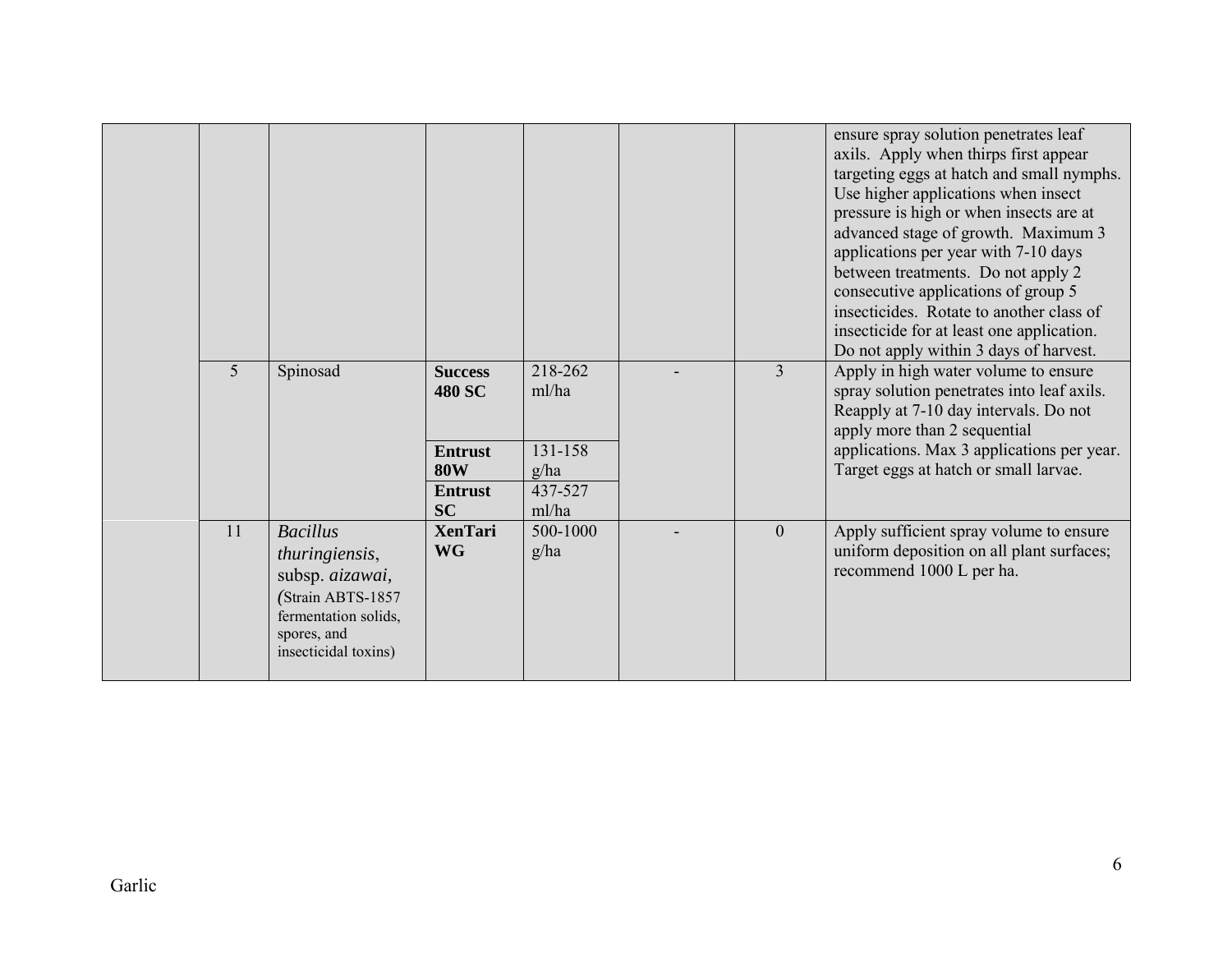| | | | | | | | |
|---|---|---|---|---|---|---|---|
| | | | | | | | ensure spray solution penetrates leaf axils. Apply when thirps first appear targeting eggs at hatch and small nymphs. Use higher applications when insect pressure is high or when insects are at advanced stage of growth. Maximum 3 applications per year with 7-10 days between treatments. Do not apply 2 consecutive applications of group 5 insecticides. Rotate to another class of insecticide for at least one application. Do not apply within 3 days of harvest. |
| | 5 | Spinosad | **Success 480 SC** | 218-262 ml/ha | - | 3 | Apply in high water volume to ensure spray solution penetrates into leaf axils. Reapply at 7-10 day intervals. Do not apply more than 2 sequential applications. Max 3 applications per year. Target eggs at hatch or small larvae. |
| | | | **Entrust 80W** | 131-158 g/ha | | | |
| | | | **Entrust SC** | 437-527 ml/ha | | | |
| | 11 | *Bacillus thuringiensis*, subsp. *aizawai*, (Strain ABTS-1857 fermentation solids, spores, and insecticidal toxins) | **XenTari WG** | 500-1000 g/ha | - | 0 | Apply sufficient spray volume to ensure uniform deposition on all plant surfaces; recommend 1000 L per ha. |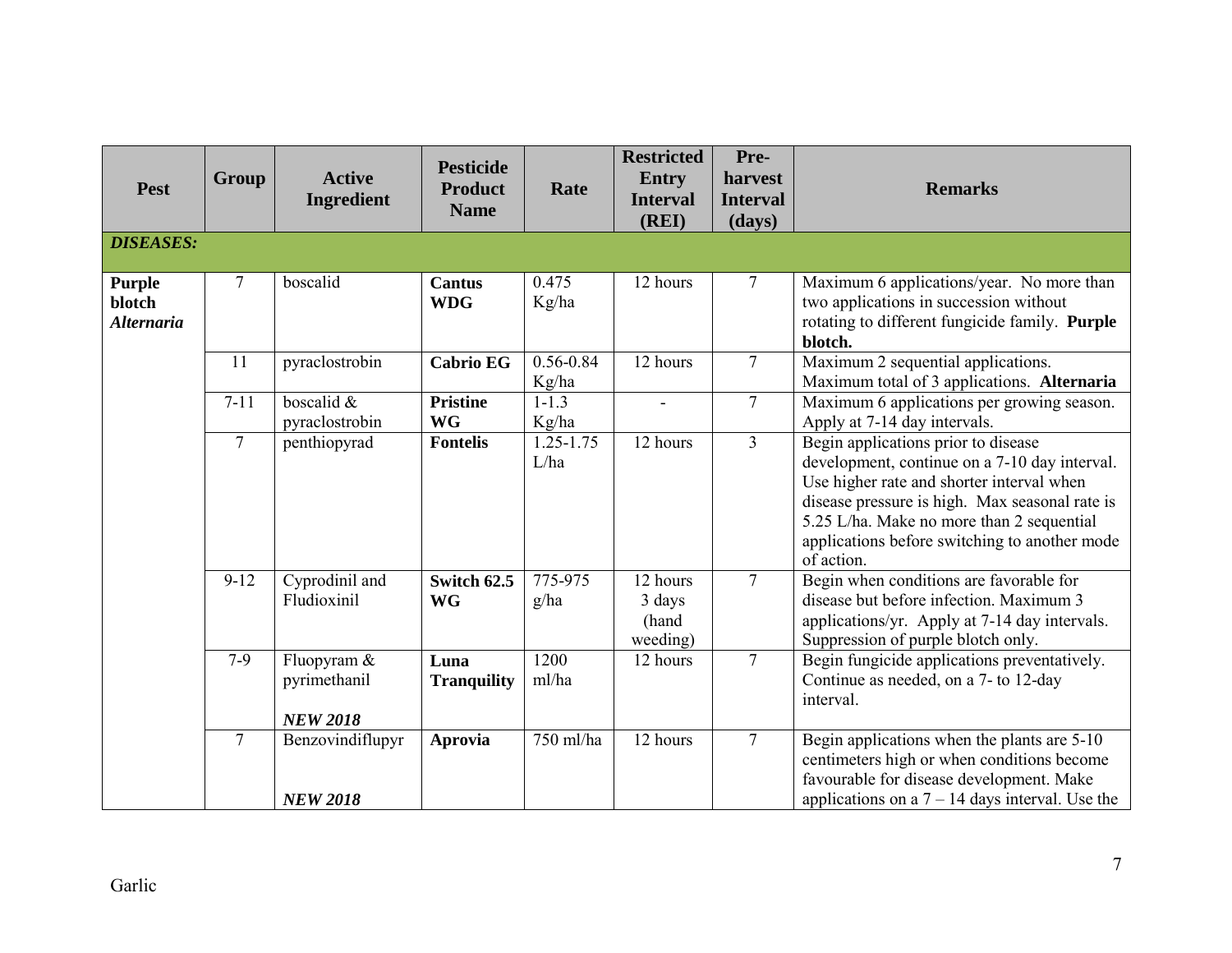| Pest | Group | Active Ingredient | Pesticide Product Name | Rate | Restricted Entry Interval (REI) | Pre-harvest Interval (days) | Remarks |
|---|---|---|---|---|---|---|---|
| ***DISEASES:*** | | | | | | | |
| **Purple blotch *Alternaria*** | 7 | boscalid | **Cantus WDG** | 0.475 Kg/ha | 12 hours | 7 | Maximum 6 applications/year. No more than two applications in succession without rotating to different fungicide family. **Purple blotch.** |
| | 11 | pyraclostrobin | **Cabrio EG** | 0.56-0.84 Kg/ha | 12 hours | 7 | Maximum 2 sequential applications. Maximum total of 3 applications. **Alternaria** |
| | 7-11 | boscalid & pyraclostrobin | **Pristine WG** | 1-1.3 Kg/ha | - | 7 | Maximum 6 applications per growing season. Apply at 7-14 day intervals. |
| | 7 | penthiopyrad | **Fontelis** | 1.25-1.75 L/ha | 12 hours | 3 | Begin applications prior to disease development, continue on a 7-10 day interval. Use higher rate and shorter interval when disease pressure is high. Max seasonal rate is 5.25 L/ha. Make no more than 2 sequential applications before switching to another mode of action. |
| | 9-12 | Cyprodinil and Fludioxinil | **Switch 62.5 WG** | 775-975 g/ha | 12 hours 3 days (hand weeding) | 7 | Begin when conditions are favorable for disease but before infection. Maximum 3 applications/yr. Apply at 7-14 day intervals. Suppression of purple blotch only. |
| | 7-9 | Fluopyram & pyrimethanil ***NEW 2018*** | **Luna Tranquility** | 1200 ml/ha | 12 hours | 7 | Begin fungicide applications preventatively. Continue as needed, on a 7- to 12-day interval. |
| | 7 | Benzovindiflupyr ***NEW 2018*** | **Aprovia** | 750 ml/ha | 12 hours | 7 | Begin applications when the plants are 5-10 centimeters high or when conditions become favourable for disease development. Make applications on a 7 – 14 days interval. Use the |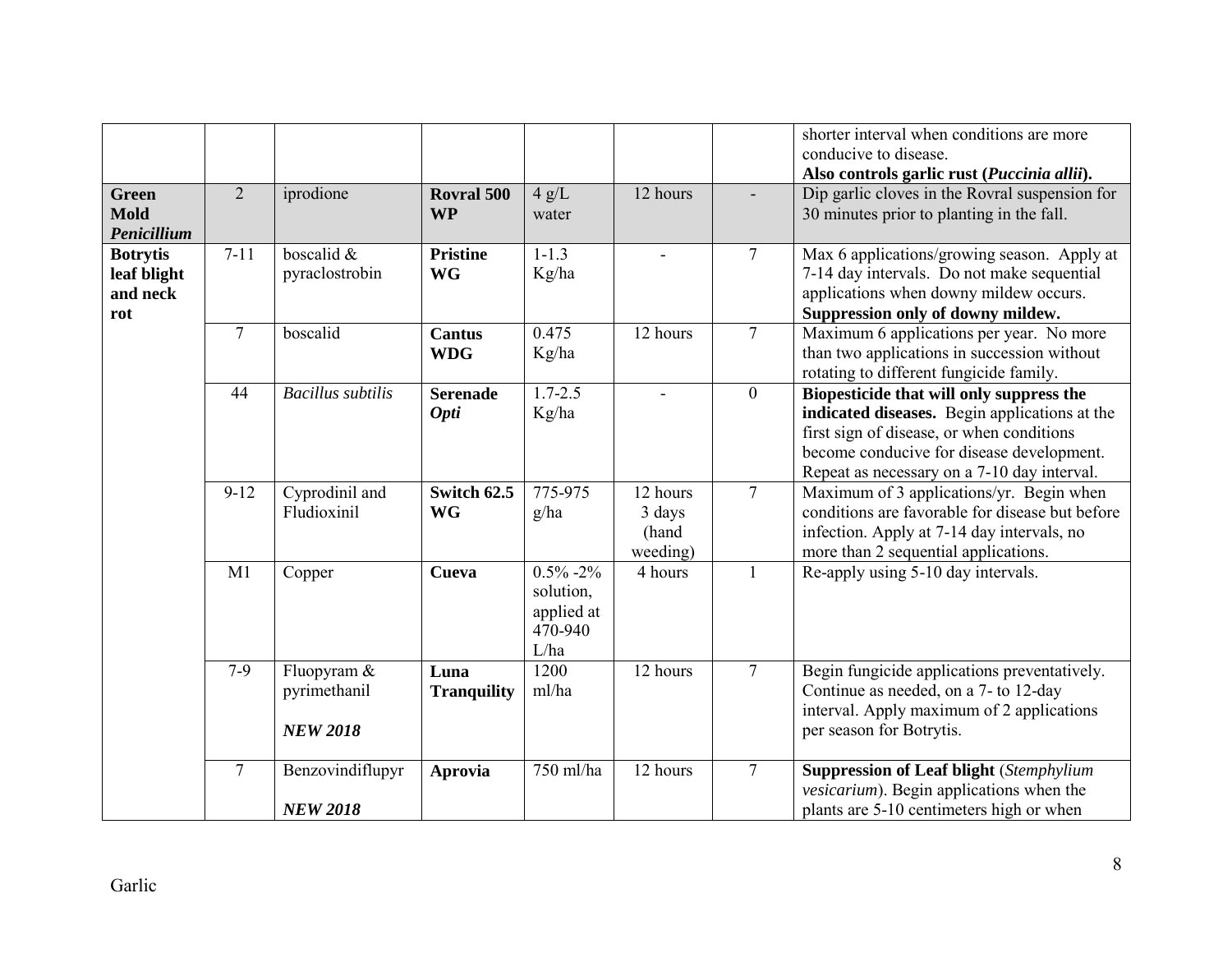| | | | | | | | |
|---|---|---|---|---|---|---|---|
| | | | | | | | shorter interval when conditions are more conducive to disease. **Also controls garlic rust (*Puccinia allii*).** |
| **Green Mold *Penicillium*** | 2 | iprodione | **Rovral 500 WP** | 4 g/L water | 12 hours | - | Dip garlic cloves in the Rovral suspension for 30 minutes prior to planting in the fall. |
| **Botrytis leaf blight and neck rot** | 7-11 | boscalid & pyraclostrobin | **Pristine WG** | 1-1.3 Kg/ha | - | 7 | Max 6 applications/growing season. Apply at 7-14 day intervals. Do not make sequential applications when downy mildew occurs. **Suppression only of downy mildew.** |
| | 7 | boscalid | **Cantus WDG** | 0.475 Kg/ha | 12 hours | 7 | Maximum 6 applications per year. No more than two applications in succession without rotating to different fungicide family. |
| | 44 | *Bacillus subtilis* | **Serenade *Opti*** | 1.7-2.5 Kg/ha | - | 0 | **Biopesticide that will only suppress the indicated diseases.** Begin applications at the first sign of disease, or when conditions become conducive for disease development. Repeat as necessary on a 7-10 day interval. |
| | 9-12 | Cyprodinil and Fludioxinil | **Switch 62.5 WG** | 775-975 g/ha | 12 hours 3 days (hand weeding) | 7 | Maximum of 3 applications/yr. Begin when conditions are favorable for disease but before infection. Apply at 7-14 day intervals, no more than 2 sequential applications. |
| | M1 | Copper | **Cueva** | 0.5% -2% solution, applied at 470-940 L/ha | 4 hours | 1 | Re-apply using 5-10 day intervals. |
| | 7-9 | Fluopyram & pyrimethanil ***NEW 2018*** | **Luna Tranquility** | 1200 ml/ha | 12 hours | 7 | Begin fungicide applications preventatively. Continue as needed, on a 7- to 12-day interval. Apply maximum of 2 applications per season for Botrytis. |
| | 7 | Benzovindiflupyr ***NEW 2018*** | **Aprovia** | 750 ml/ha | 12 hours | 7 | **Suppression of Leaf blight** (*Stemphylium vesicarium*). Begin applications when the plants are 5-10 centimeters high or when |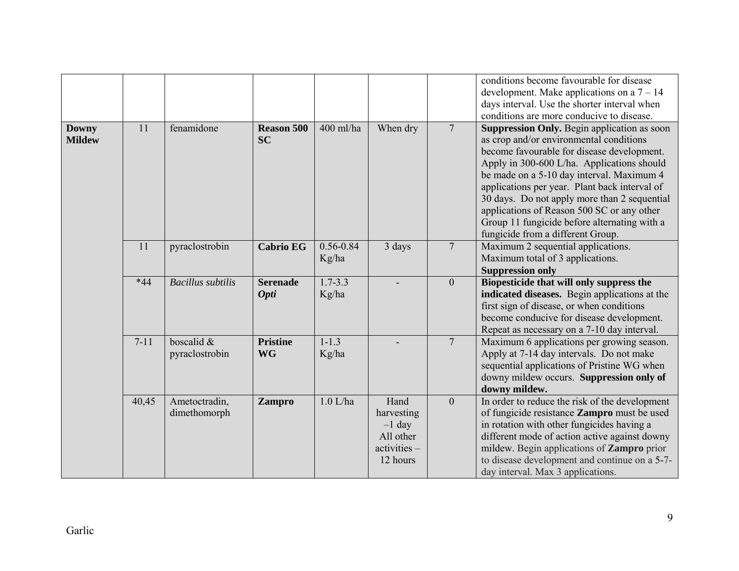| | | | | | | | |
|---|---|---|---|---|---|---|---|
| | | | | | | | conditions become favourable for disease development. Make applications on a 7 – 14 days interval. Use the shorter interval when conditions are more conducive to disease. |
| **Downy Mildew** | 11 | fenamidone | **Reason 500 SC** | 400 ml/ha | When dry | 7 | **Suppression Only.** Begin application as soon as crop and/or environmental conditions become favourable for disease development. Apply in 300-600 L/ha. Applications should be made on a 5-10 day interval. Maximum 4 applications per year. Plant back interval of 30 days. Do not apply more than 2 sequential applications of Reason 500 SC or any other Group 11 fungicide before alternating with a fungicide from a different Group. |
| | 11 | pyraclostrobin | **Cabrio EG** | 0.56-0.84 Kg/ha | 3 days | 7 | Maximum 2 sequential applications. Maximum total of 3 applications. **Suppression only** |
| | *44 | *Bacillus subtilis* | **Serenade *Opti*** | 1.7-3.3 Kg/ha | - | 0 | **Biopesticide that will only suppress the indicated diseases.** Begin applications at the first sign of disease, or when conditions become conducive for disease development. Repeat as necessary on a 7-10 day interval. |
| | 7-11 | boscalid & pyraclostrobin | **Pristine WG** | 1-1.3 Kg/ha | - | 7 | Maximum 6 applications per growing season. Apply at 7-14 day intervals. Do not make sequential applications of Pristine WG when downy mildew occurs. **Suppression only of downy mildew.** |
| | 40,45 | Ametoctradin, dimethomorph | **Zampro** | 1.0 L/ha | Hand harvesting –1 day All other activities – 12 hours | 0 | In order to reduce the risk of the development of fungicide resistance **Zampro** must be used in rotation with other fungicides having a different mode of action active against downy mildew. Begin applications of **Zampro** prior to disease development and continue on a 5-7-day interval. Max 3 applications. |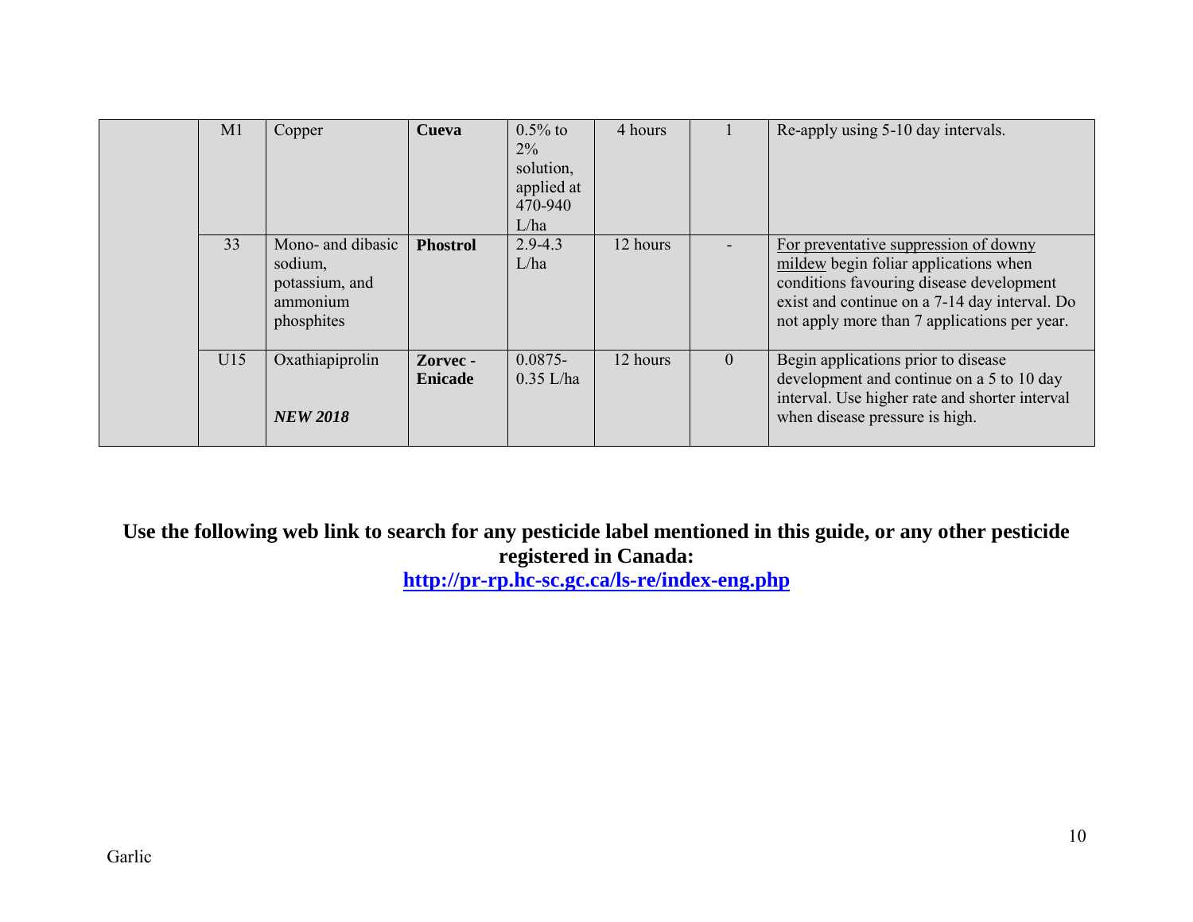| | | | | | | | |
|---|---|---|---|---|---|---|---|
| | M1 | Copper | **Cueva** | 0.5% to 2% solution, applied at 470-940 L/ha | 4 hours | 1 | Re-apply using 5-10 day intervals. |
| | 33 | Mono- and dibasic sodium, potassium, and ammonium phosphites | **Phostrol** | 2.9-4.3 L/ha | 12 hours | - | For preventative suppression of downy mildew begin foliar applications when conditions favouring disease development exist and continue on a 7-14 day interval. Do not apply more than 7 applications per year. |
| | U15 | Oxathiapiprolin<br><br>***NEW 2018*** | **Zorvec - Enicade** | 0.0875-0.35 L/ha | 12 hours | 0 | Begin applications prior to disease development and continue on a 5 to 10 day interval. Use higher rate and shorter interval when disease pressure is high. |

**Use the following web link to search for any pesticide label mentioned in this guide, or any other pesticide registered in Canada:**
**http://pr-rp.hc-sc.gc.ca/ls-re/index-eng.php**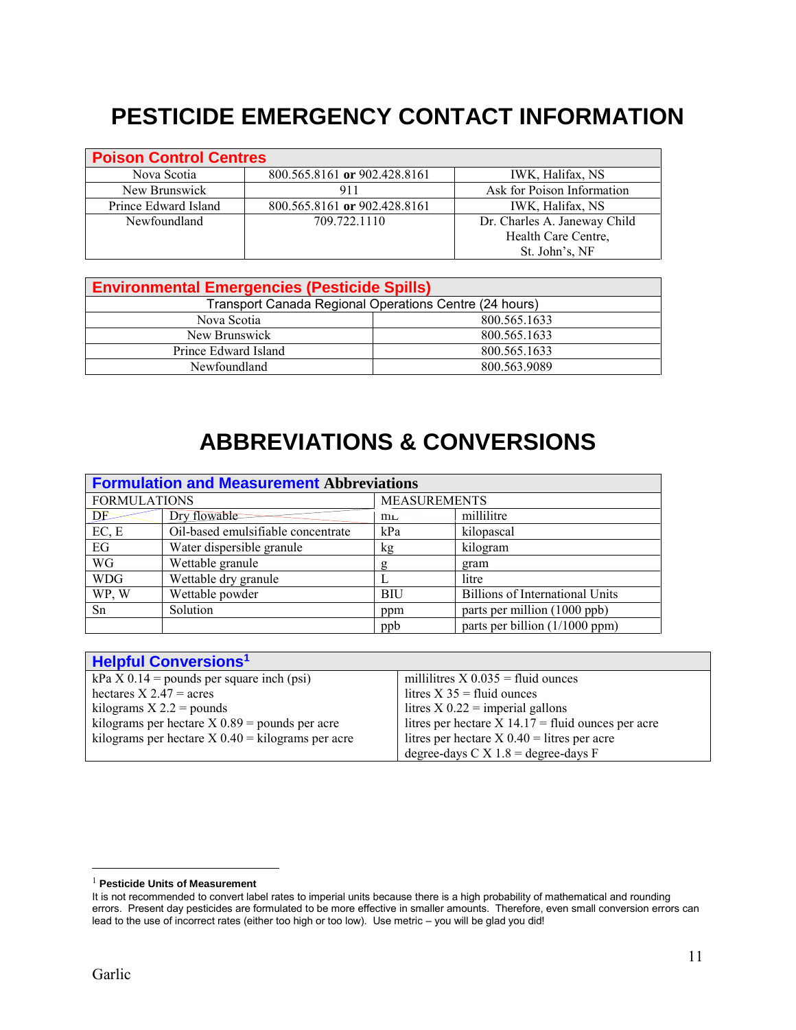# PESTICIDE EMERGENCY CONTACT INFORMATION

| Poison Control Centres | | |
|---|---|---|
| Nova Scotia | 800.565.8161 **or** 902.428.8161 | IWK, Halifax, NS |
| New Brunswick | 911 | Ask for Poison Information |
| Prince Edward Island | 800.565.8161 **or** 902.428.8161 | IWK, Halifax, NS |
| Newfoundland | 709.722.1110 | Dr. Charles A. Janeway Child Health Care Centre, St. John's, NF |

| Environmental Emergencies (Pesticide Spills) | |
|---|---|
| Transport Canada Regional Operations Centre (24 hours) | |
| Nova Scotia | 800.565.1633 |
| New Brunswick | 800.565.1633 |
| Prince Edward Island | 800.565.1633 |
| Newfoundland | 800.563.9089 |

# ABBREVIATIONS & CONVERSIONS

| Formulation and Measurement Abbreviations | | | |
|---|---|---|---|
| FORMULATIONS | | MEASUREMENTS | |
| DF | Dry flowable | mL | millilitre |
| EC, E | Oil-based emulsifiable concentrate | kPa | kilopascal |
| EG | Water dispersible granule | kg | kilogram |
| WG | Wettable granule | g | gram |
| WDG | Wettable dry granule | L | litre |
| WP, W | Wettable powder | BIU | Billions of International Units |
| Sn | Solution | ppm | parts per million (1000 ppb) |
| | | ppb | parts per billion (1/1000 ppm) |

| Helpful Conversions[1] | |
|---|---|
| kPa X 0.14 = pounds per square inch (psi) | millilitres X 0.035 = fluid ounces |
| hectares X 2.47 = acres | litres X 35 = fluid ounces |
| kilograms X 2.2 = pounds | litres X 0.22 = imperial gallons |
| kilograms per hectare X 0.89 = pounds per acre | litres per hectare X 14.17 = fluid ounces per acre |
| kilograms per hectare X 0.40 = kilograms per acre | litres per hectare X 0.40 = litres per acre |
| | degree-days C X 1.8 = degree-days F |

[1] **Pesticide Units of Measurement**
It is not recommended to convert label rates to imperial units because there is a high probability of mathematical and rounding errors. Present day pesticides are formulated to be more effective in smaller amounts. Therefore, even small conversion errors can lead to the use of incorrect rates (either too high or too low). Use metric – you will be glad you did!